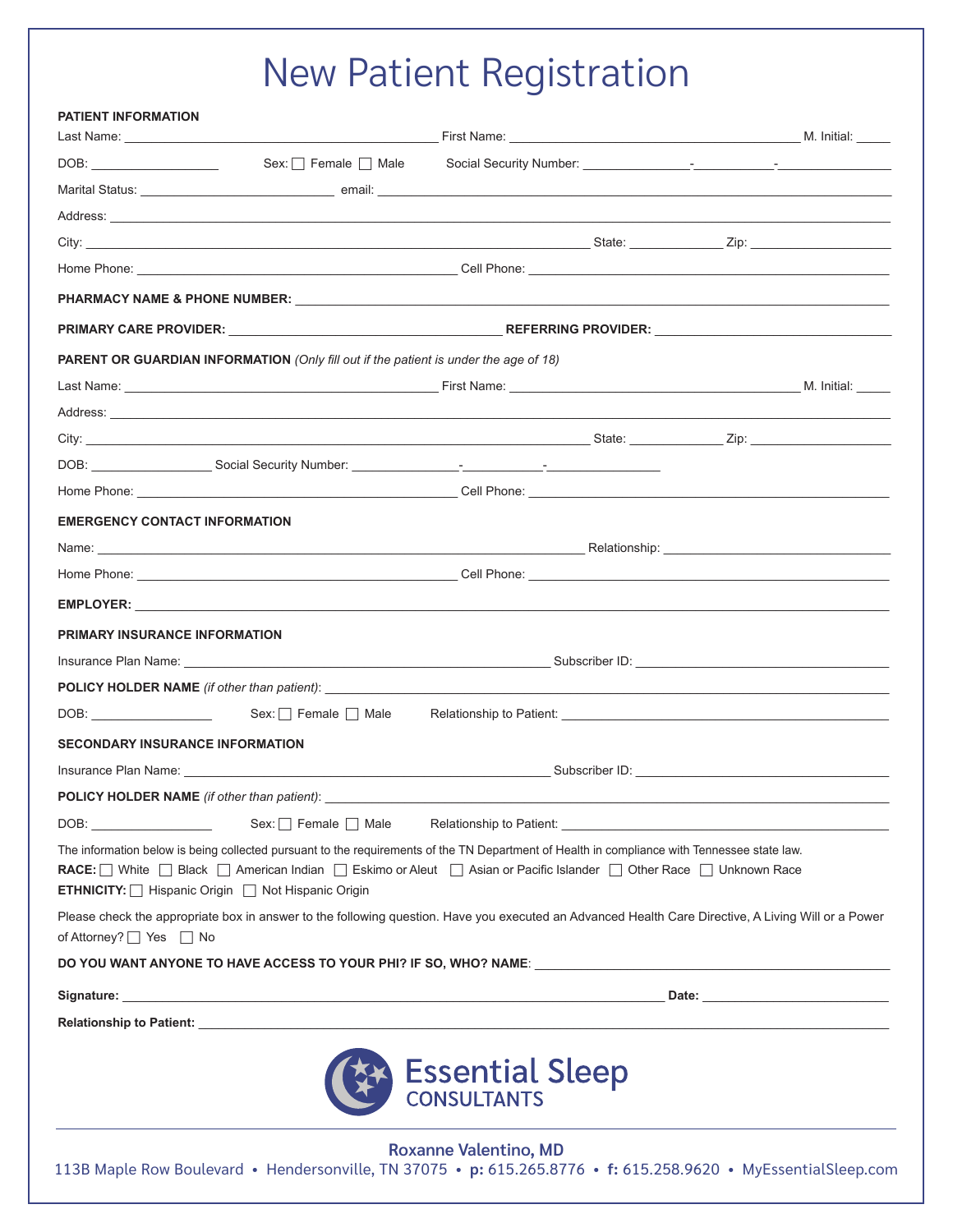# New Patient Registration

**PATIENT INFORMATION**

Last Name: ______________________ First Name: ______________________ M. Initial: _____

DOB: ______________ Sex: ☐ Female ☐ Male Social Security Number: ________-________-________

Marital Status: ______________ email: ______________________

Address: ______________________

City: ______________________ State: __________ Zip: __________

Home Phone: ______________________ Cell Phone: ______________________

**PHARMACY NAME & PHONE NUMBER:** ______________________

**PRIMARY CARE PROVIDER:** ______________________ **REFERRING PROVIDER:** ______________________

**PARENT OR GUARDIAN INFORMATION** *(Only fill out if the patient is under the age of 18)*

Last Name: ______________________ First Name: ______________________ M. Initial: _____

Address: ______________________

City: ______________________ State: __________ Zip: __________

DOB: ______________ Social Security Number: ________-________-________

Home Phone: ______________________ Cell Phone: ______________________

**EMERGENCY CONTACT INFORMATION**

Name: ______________________ Relationship: ______________________

Home Phone: ______________________ Cell Phone: ______________________

**EMPLOYER:** ______________________

**PRIMARY INSURANCE INFORMATION**

Insurance Plan Name: ______________________ Subscriber ID: ______________________

**POLICY HOLDER NAME** *(if other than patient)*: ______________________

DOB: ______________ Sex: ☐ Female ☐ Male Relationship to Patient: ______________________

**SECONDARY INSURANCE INFORMATION**

Insurance Plan Name: ______________________ Subscriber ID: ______________________

**POLICY HOLDER NAME** *(if other than patient)*: ______________________

DOB: ______________ Sex: ☐ Female ☐ Male Relationship to Patient: ______________________

The information below is being collected pursuant to the requirements of the TN Department of Health in compliance with Tennessee state law.

**RACE:** ☐ White ☐ Black ☐ American Indian ☐ Eskimo or Aleut ☐ Asian or Pacific Islander ☐ Other Race ☐ Unknown Race

**ETHNICITY:** ☐ Hispanic Origin ☐ Not Hispanic Origin

Please check the appropriate box in answer to the following question. Have you executed an Advanced Health Care Directive, A Living Will or a Power of Attorney? ☐ Yes ☐ No

**DO YOU WANT ANYONE TO HAVE ACCESS TO YOUR PHI? IF SO, WHO? NAME**: ______________________

**Signature:** ______________________ **Date:** ______________

**Relationship to Patient:** ______________________

Essential Sleep CONSULTANTS

Roxanne Valentino, MD

113B Maple Row Boulevard • Hendersonville, TN 37075 • **p:** 615.265.8776 • **f:** 615.258.9620 • MyEssentialSleep.com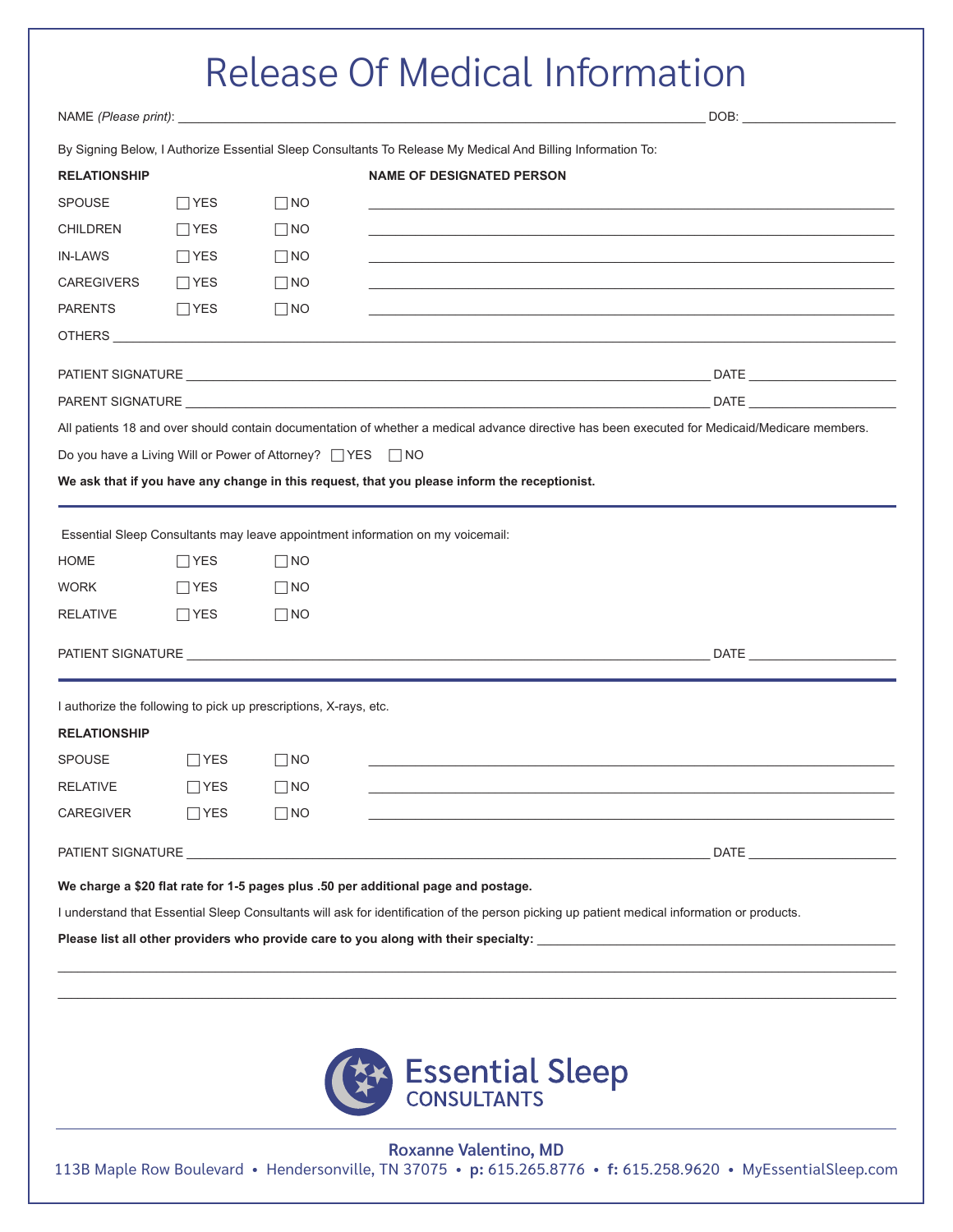# Release Of Medical Information

NAME *(Please print)*: ______________________________ DOB: ______________

By Signing Below, I Authorize Essential Sleep Consultants To Release My Medical And Billing Information To:

| RELATIONSHIP | | | NAME OF DESIGNATED PERSON |
|---|---|---|---|
| SPOUSE | ☐ YES | ☐ NO | ______________________________ |
| CHILDREN | ☐ YES | ☐ NO | ______________________________ |
| IN-LAWS | ☐ YES | ☐ NO | ______________________________ |
| CAREGIVERS | ☐ YES | ☐ NO | ______________________________ |
| PARENTS | ☐ YES | ☐ NO | ______________________________ |

OTHERS ______________________________

PATIENT SIGNATURE ______________________________ DATE ______________

PARENT SIGNATURE ______________________________ DATE ______________

All patients 18 and over should contain documentation of whether a medical advance directive has been executed for Medicaid/Medicare members.

Do you have a Living Will or Power of Attorney? ☐ YES ☐ NO

**We ask that if you have any change in this request, that you please inform the receptionist.**

---

Essential Sleep Consultants may leave appointment information on my voicemail:

| | | |
|---|---|---|
| HOME | ☐ YES | ☐ NO |
| WORK | ☐ YES | ☐ NO |
| RELATIVE | ☐ YES | ☐ NO |

PATIENT SIGNATURE ______________________________ DATE ______________

---

I authorize the following to pick up prescriptions, X-rays, etc.

| RELATIONSHIP | | | |
|---|---|---|---|
| SPOUSE | ☐ YES | ☐ NO | ______________________________ |
| RELATIVE | ☐ YES | ☐ NO | ______________________________ |
| CAREGIVER | ☐ YES | ☐ NO | ______________________________ |

PATIENT SIGNATURE ______________________________ DATE ______________

**We charge a $20 flat rate for 1-5 pages plus .50 per additional page and postage.**

I understand that Essential Sleep Consultants will ask for identification of the person picking up patient medical information or products.

**Please list all other providers who provide care to you along with their specialty:** ______________________________

______________________________

______________________________

Essential Sleep CONSULTANTS

Roxanne Valentino, MD

113B Maple Row Boulevard • Hendersonville, TN 37075 • **p:** 615.265.8776 • **f:** 615.258.9620 • MyEssentialSleep.com